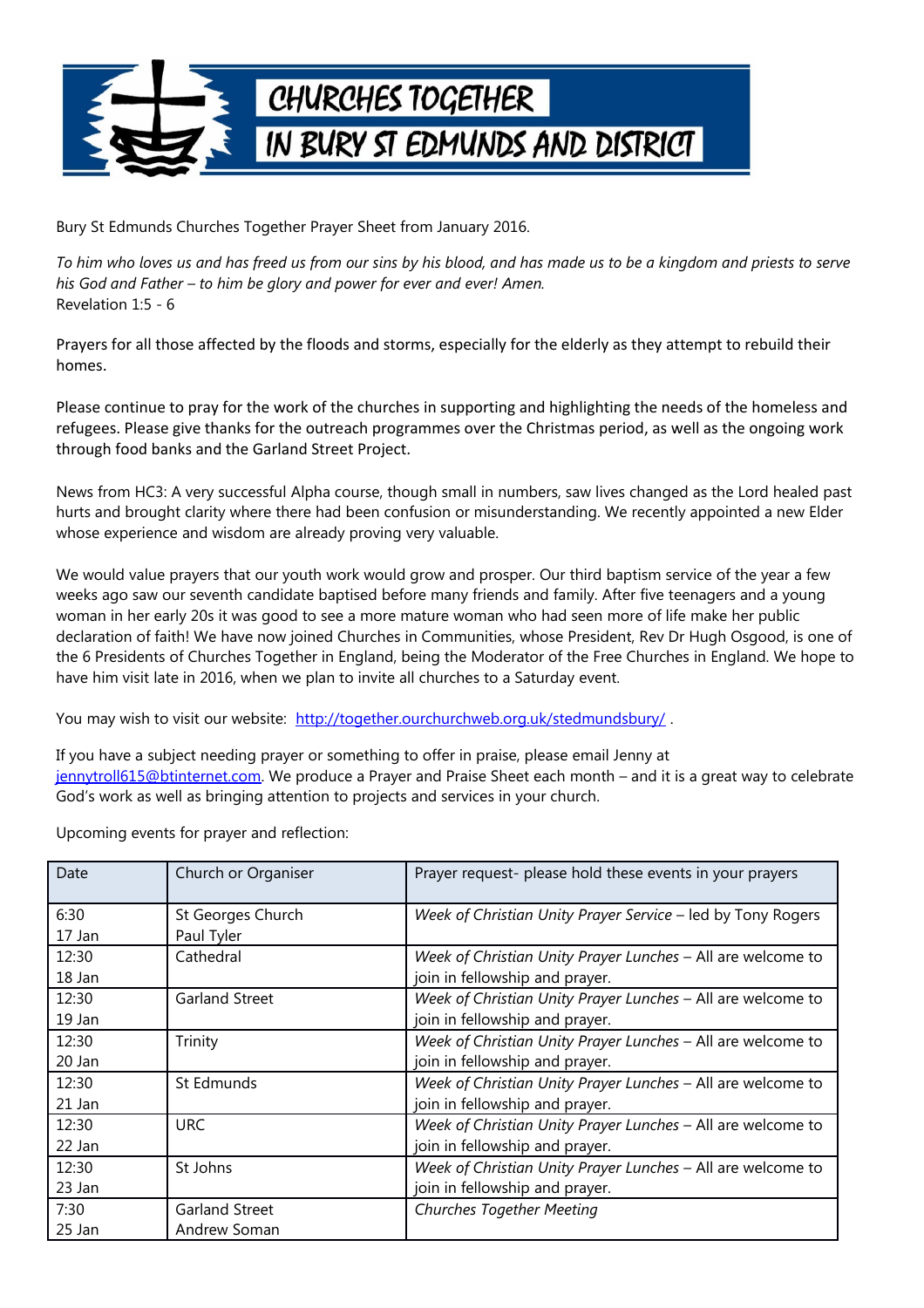# CHURCHES TOGETHER IN BURY ST EDMUNDS AND DISTRICT

Bury St Edmunds Churches Together Prayer Sheet from January 2016.

*To him who loves us and has freed us from our sins by his blood, and has made us to be a kingdom and priests to serve his God and Father – to him be glory and power for ever and ever! Amen.*
Revelation 1:5 - 6

Prayers for all those affected by the floods and storms, especially for the elderly as they attempt to rebuild their homes.

Please continue to pray for the work of the churches in supporting and highlighting the needs of the homeless and refugees. Please give thanks for the outreach programmes over the Christmas period, as well as the ongoing work through food banks and the Garland Street Project.

News from HC3: A very successful Alpha course, though small in numbers, saw lives changed as the Lord healed past hurts and brought clarity where there had been confusion or misunderstanding. We recently appointed a new Elder whose experience and wisdom are already proving very valuable.

We would value prayers that our youth work would grow and prosper. Our third baptism service of the year a few weeks ago saw our seventh candidate baptised before many friends and family. After five teenagers and a young woman in her early 20s it was good to see a more mature woman who had seen more of life make her public declaration of faith! We have now joined Churches in Communities, whose President, Rev Dr Hugh Osgood, is one of the 6 Presidents of Churches Together in England, being the Moderator of the Free Churches in England. We hope to have him visit late in 2016, when we plan to invite all churches to a Saturday event.

You may wish to visit our website: http://together.ourchurchweb.org.uk/stedmundsbury/ .

If you have a subject needing prayer or something to offer in praise, please email Jenny at jennytroll615@btinternet.com. We produce a Prayer and Praise Sheet each month – and it is a great way to celebrate God's work as well as bringing attention to projects and services in your church.

Upcoming events for prayer and reflection:

| Date | Church or Organiser | Prayer request- please hold these events in your prayers |
|---|---|---|
| 6:30 17 Jan | St Georges Church Paul Tyler | *Week of Christian Unity Prayer Service* – led by Tony Rogers |
| 12:30 18 Jan | Cathedral | *Week of Christian Unity Prayer Lunches* – All are welcome to join in fellowship and prayer. |
| 12:30 19 Jan | Garland Street | *Week of Christian Unity Prayer Lunches* – All are welcome to join in fellowship and prayer. |
| 12:30 20 Jan | Trinity | *Week of Christian Unity Prayer Lunches* – All are welcome to join in fellowship and prayer. |
| 12:30 21 Jan | St Edmunds | *Week of Christian Unity Prayer Lunches* – All are welcome to join in fellowship and prayer. |
| 12:30 22 Jan | URC | *Week of Christian Unity Prayer Lunches* – All are welcome to join in fellowship and prayer. |
| 12:30 23 Jan | St Johns | *Week of Christian Unity Prayer Lunches* – All are welcome to join in fellowship and prayer. |
| 7:30 25 Jan | Garland Street Andrew Soman | *Churches Together Meeting* |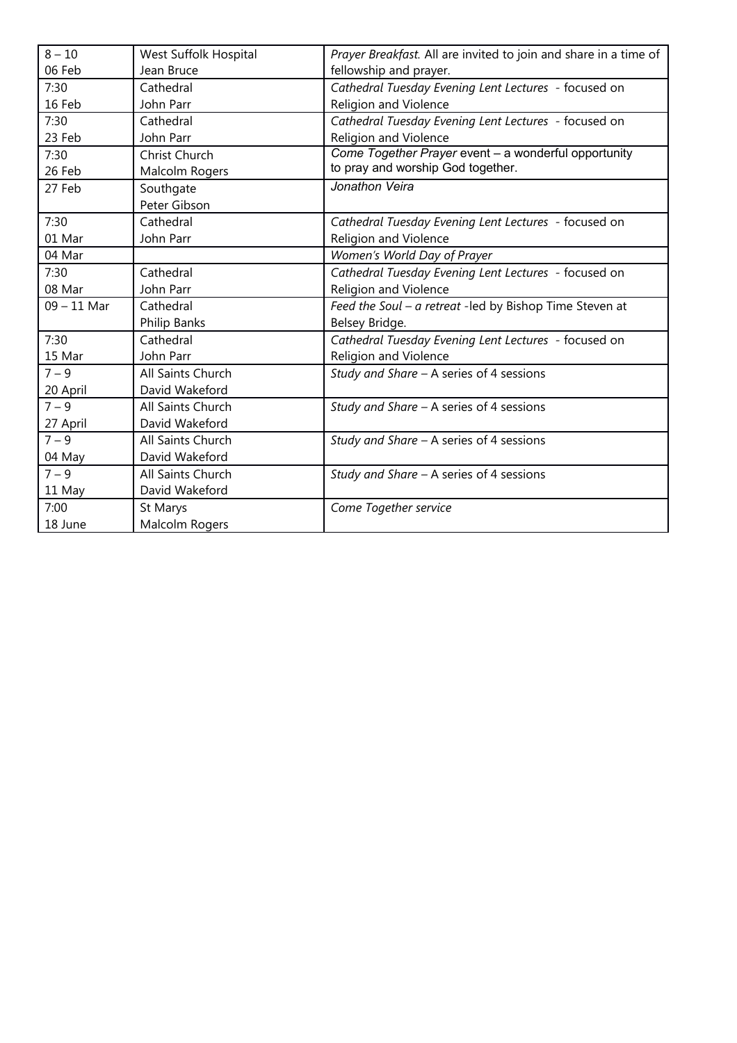| | | |
|---|---|---|
| 8 – 10<br>06 Feb | West Suffolk Hospital<br>Jean Bruce | *Prayer Breakfast.* All are invited to join and share in a time of fellowship and prayer. |
| 7:30<br>16 Feb | Cathedral<br>John Parr | *Cathedral Tuesday Evening Lent Lectures* - focused on Religion and Violence |
| 7:30<br>23 Feb | Cathedral<br>John Parr | *Cathedral Tuesday Evening Lent Lectures* - focused on Religion and Violence |
| 7:30<br>26 Feb | Christ Church<br>Malcolm Rogers | *Come Together Prayer* event – a wonderful opportunity to pray and worship God together. |
| 27 Feb | Southgate<br>Peter Gibson | *Jonathon Veira* |
| 7:30<br>01 Mar | Cathedral<br>John Parr | *Cathedral Tuesday Evening Lent Lectures* - focused on Religion and Violence |
| 04 Mar | | *Women's World Day of Prayer* |
| 7:30<br>08 Mar | Cathedral<br>John Parr | *Cathedral Tuesday Evening Lent Lectures* - focused on Religion and Violence |
| 09 – 11 Mar | Cathedral<br>Philip Banks | *Feed the Soul – a retreat* -led by Bishop Time Steven at Belsey Bridge. |
| 7:30<br>15 Mar | Cathedral<br>John Parr | *Cathedral Tuesday Evening Lent Lectures* - focused on Religion and Violence |
| 7 – 9<br>20 April | All Saints Church<br>David Wakeford | *Study and Share* – A series of 4 sessions |
| 7 – 9<br>27 April | All Saints Church<br>David Wakeford | *Study and Share* – A series of 4 sessions |
| 7 – 9<br>04 May | All Saints Church<br>David Wakeford | *Study and Share* – A series of 4 sessions |
| 7 – 9<br>11 May | All Saints Church<br>David Wakeford | *Study and Share* – A series of 4 sessions |
| 7:00<br>18 June | St Marys<br>Malcolm Rogers | *Come Together service* |